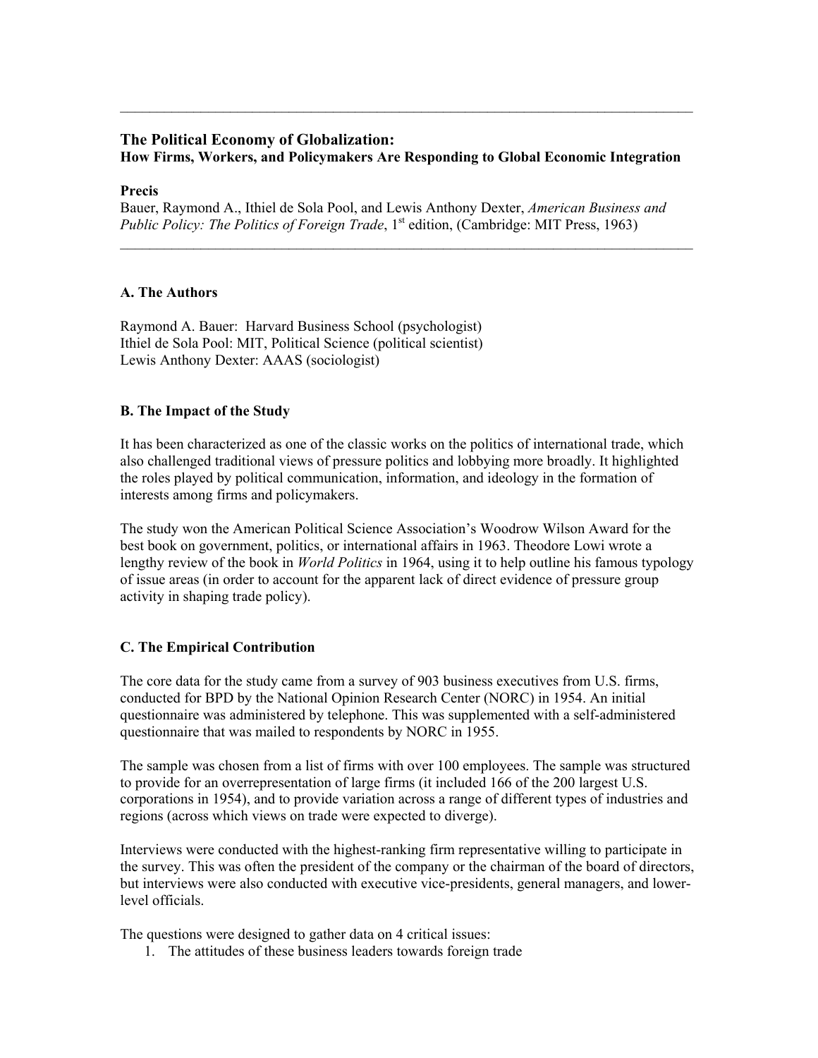## The Political Economy of Globalization:
### How Firms, Workers, and Policymakers Are Responding to Global Economic Integration

**Precis**

Bauer, Raymond A., Ithiel de Sola Pool, and Lewis Anthony Dexter, *American Business and Public Policy: The Politics of Foreign Trade*, 1st edition, (Cambridge: MIT Press, 1963)

### A. The Authors

Raymond A. Bauer: Harvard Business School (psychologist)
Ithiel de Sola Pool: MIT, Political Science (political scientist)
Lewis Anthony Dexter: AAAS (sociologist)

### B. The Impact of the Study

It has been characterized as one of the classic works on the politics of international trade, which also challenged traditional views of pressure politics and lobbying more broadly. It highlighted the roles played by political communication, information, and ideology in the formation of interests among firms and policymakers.

The study won the American Political Science Association's Woodrow Wilson Award for the best book on government, politics, or international affairs in 1963. Theodore Lowi wrote a lengthy review of the book in *World Politics* in 1964, using it to help outline his famous typology of issue areas (in order to account for the apparent lack of direct evidence of pressure group activity in shaping trade policy).

### C. The Empirical Contribution

The core data for the study came from a survey of 903 business executives from U.S. firms, conducted for BPD by the National Opinion Research Center (NORC) in 1954. An initial questionnaire was administered by telephone. This was supplemented with a self-administered questionnaire that was mailed to respondents by NORC in 1955.

The sample was chosen from a list of firms with over 100 employees. The sample was structured to provide for an overrepresentation of large firms (it included 166 of the 200 largest U.S. corporations in 1954), and to provide variation across a range of different types of industries and regions (across which views on trade were expected to diverge).

Interviews were conducted with the highest-ranking firm representative willing to participate in the survey. This was often the president of the company or the chairman of the board of directors, but interviews were also conducted with executive vice-presidents, general managers, and lower-level officials.

The questions were designed to gather data on 4 critical issues:

1. The attitudes of these business leaders towards foreign trade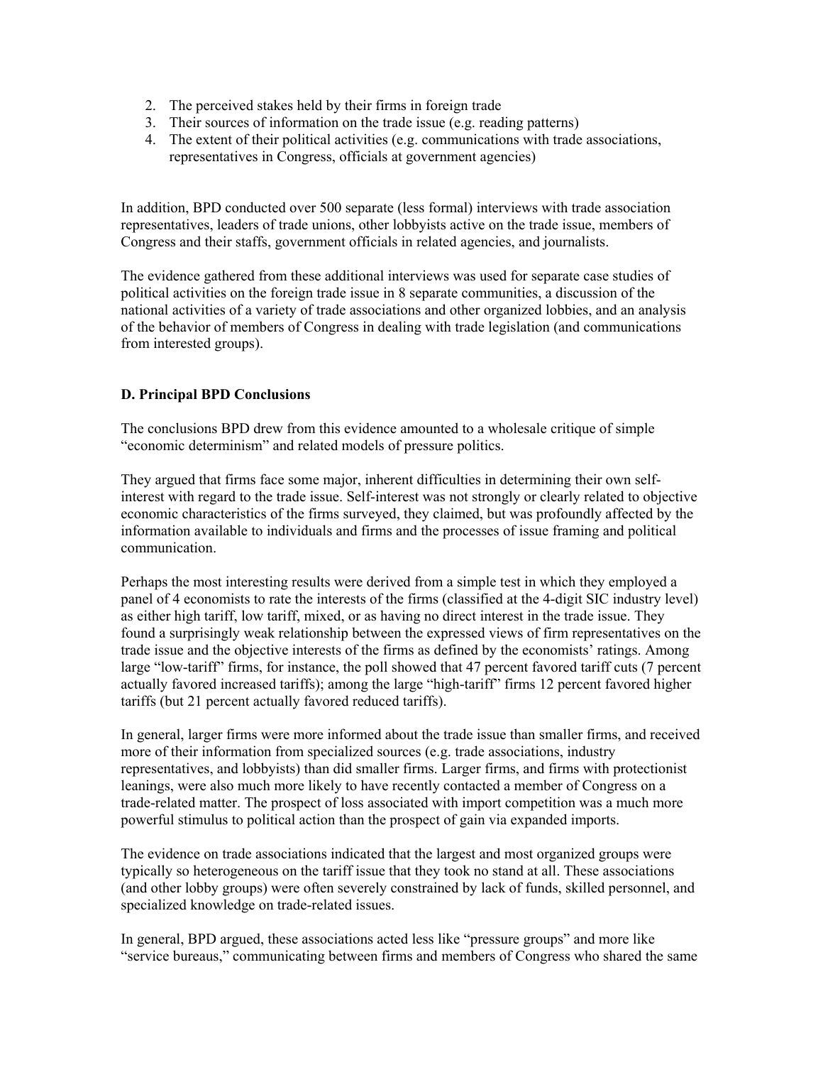2. The perceived stakes held by their firms in foreign trade
3. Their sources of information on the trade issue (e.g. reading patterns)
4. The extent of their political activities (e.g. communications with trade associations, representatives in Congress, officials at government agencies)

In addition, BPD conducted over 500 separate (less formal) interviews with trade association representatives, leaders of trade unions, other lobbyists active on the trade issue, members of Congress and their staffs, government officials in related agencies, and journalists.

The evidence gathered from these additional interviews was used for separate case studies of political activities on the foreign trade issue in 8 separate communities, a discussion of the national activities of a variety of trade associations and other organized lobbies, and an analysis of the behavior of members of Congress in dealing with trade legislation (and communications from interested groups).

### D. Principal BPD Conclusions

The conclusions BPD drew from this evidence amounted to a wholesale critique of simple "economic determinism" and related models of pressure politics.

They argued that firms face some major, inherent difficulties in determining their own self-interest with regard to the trade issue. Self-interest was not strongly or clearly related to objective economic characteristics of the firms surveyed, they claimed, but was profoundly affected by the information available to individuals and firms and the processes of issue framing and political communication.

Perhaps the most interesting results were derived from a simple test in which they employed a panel of 4 economists to rate the interests of the firms (classified at the 4-digit SIC industry level) as either high tariff, low tariff, mixed, or as having no direct interest in the trade issue. They found a surprisingly weak relationship between the expressed views of firm representatives on the trade issue and the objective interests of the firms as defined by the economists' ratings. Among large "low-tariff" firms, for instance, the poll showed that 47 percent favored tariff cuts (7 percent actually favored increased tariffs); among the large "high-tariff" firms 12 percent favored higher tariffs (but 21 percent actually favored reduced tariffs).

In general, larger firms were more informed about the trade issue than smaller firms, and received more of their information from specialized sources (e.g. trade associations, industry representatives, and lobbyists) than did smaller firms. Larger firms, and firms with protectionist leanings, were also much more likely to have recently contacted a member of Congress on a trade-related matter. The prospect of loss associated with import competition was a much more powerful stimulus to political action than the prospect of gain via expanded imports.

The evidence on trade associations indicated that the largest and most organized groups were typically so heterogeneous on the tariff issue that they took no stand at all. These associations (and other lobby groups) were often severely constrained by lack of funds, skilled personnel, and specialized knowledge on trade-related issues.

In general, BPD argued, these associations acted less like "pressure groups" and more like "service bureaus," communicating between firms and members of Congress who shared the same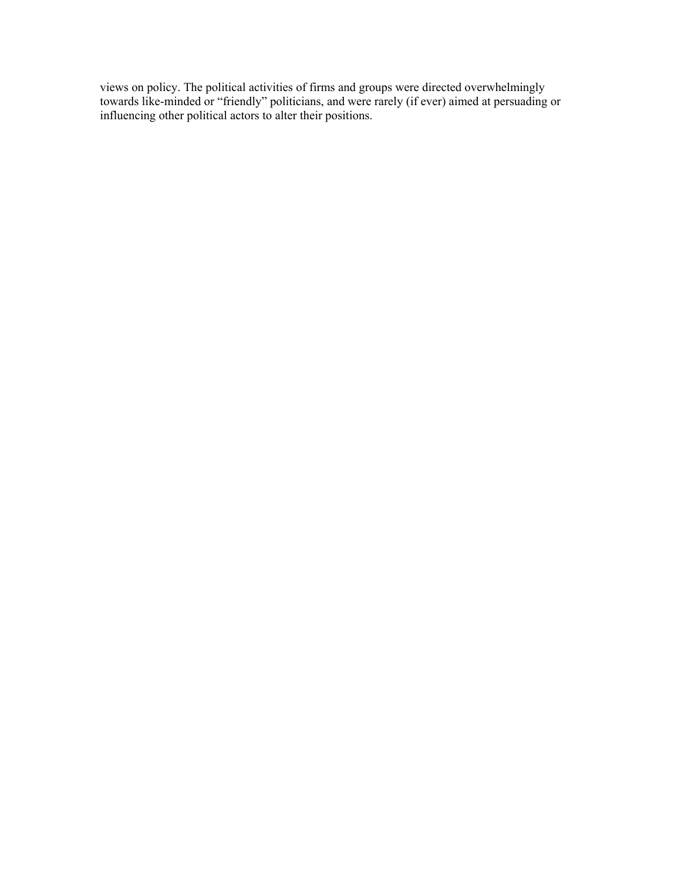views on policy. The political activities of firms and groups were directed overwhelmingly towards like-minded or "friendly" politicians, and were rarely (if ever) aimed at persuading or influencing other political actors to alter their positions.